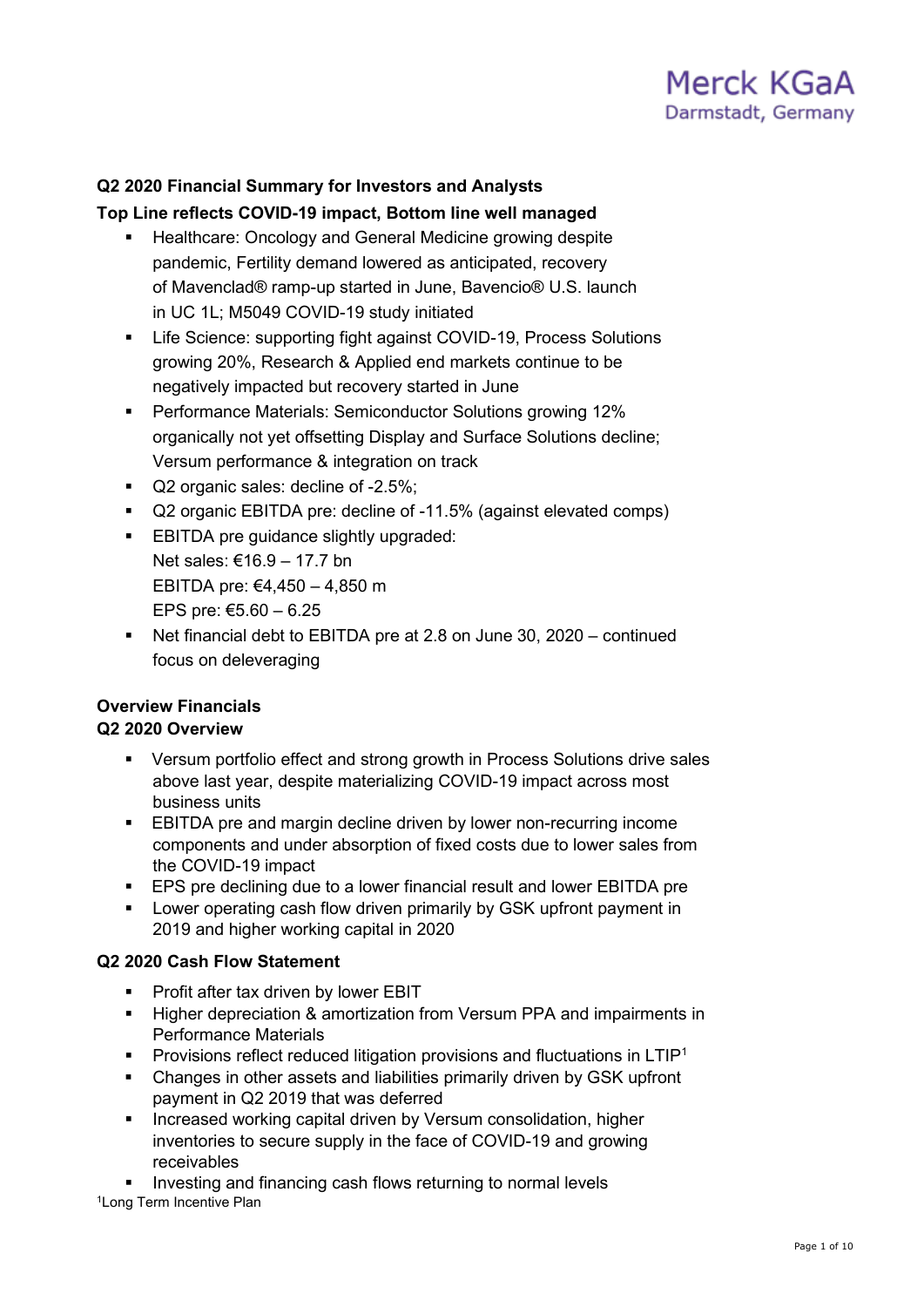Merck KGaA
Darmstadt, Germany

## Q2 2020 Financial Summary for Investors and Analysts

### Top Line reflects COVID-19 impact, Bottom line well managed

- Healthcare: Oncology and General Medicine growing despite pandemic, Fertility demand lowered as anticipated, recovery of Mavenclad® ramp-up started in June, Bavencio® U.S. launch in UC 1L; M5049 COVID-19 study initiated
- Life Science: supporting fight against COVID-19, Process Solutions growing 20%, Research & Applied end markets continue to be negatively impacted but recovery started in June
- Performance Materials: Semiconductor Solutions growing 12% organically not yet offsetting Display and Surface Solutions decline; Versum performance & integration on track
- Q2 organic sales: decline of -2.5%;
- Q2 organic EBITDA pre: decline of -11.5% (against elevated comps)
- EBITDA pre guidance slightly upgraded:
  Net sales: €16.9 – 17.7 bn
  EBITDA pre: €4,450 – 4,850 m
  EPS pre: €5.60 – 6.25
- Net financial debt to EBITDA pre at 2.8 on June 30, 2020 – continued focus on deleveraging

## Overview Financials

### Q2 2020 Overview

- Versum portfolio effect and strong growth in Process Solutions drive sales above last year, despite materializing COVID-19 impact across most business units
- EBITDA pre and margin decline driven by lower non-recurring income components and under absorption of fixed costs due to lower sales from the COVID-19 impact
- EPS pre declining due to a lower financial result and lower EBITDA pre
- Lower operating cash flow driven primarily by GSK upfront payment in 2019 and higher working capital in 2020

### Q2 2020 Cash Flow Statement

- Profit after tax driven by lower EBIT
- Higher depreciation & amortization from Versum PPA and impairments in Performance Materials
- Provisions reflect reduced litigation provisions and fluctuations in LTIP[1]
- Changes in other assets and liabilities primarily driven by GSK upfront payment in Q2 2019 that was deferred
- Increased working capital driven by Versum consolidation, higher inventories to secure supply in the face of COVID-19 and growing receivables
- Investing and financing cash flows returning to normal levels

[1]Long Term Incentive Plan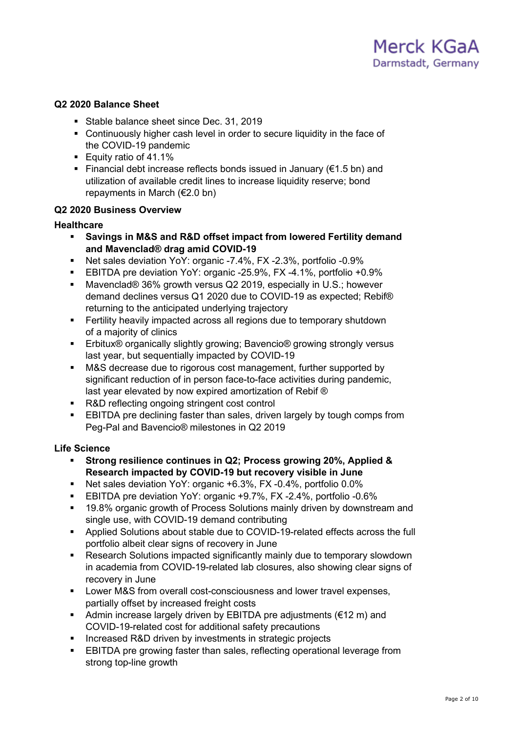### Q2 2020 Balance Sheet

- Stable balance sheet since Dec. 31, 2019
- Continuously higher cash level in order to secure liquidity in the face of the COVID-19 pandemic
- Equity ratio of 41.1%
- Financial debt increase reflects bonds issued in January (€1.5 bn) and utilization of available credit lines to increase liquidity reserve; bond repayments in March (€2.0 bn)

### Q2 2020 Business Overview

#### Healthcare

- **Savings in M&S and R&D offset impact from lowered Fertility demand and Mavenclad® drag amid COVID-19**
- Net sales deviation YoY: organic -7.4%, FX -2.3%, portfolio -0.9%
- EBITDA pre deviation YoY: organic -25.9%, FX -4.1%, portfolio +0.9%
- Mavenclad® 36% growth versus Q2 2019, especially in U.S.; however demand declines versus Q1 2020 due to COVID-19 as expected; Rebif® returning to the anticipated underlying trajectory
- Fertility heavily impacted across all regions due to temporary shutdown of a majority of clinics
- Erbitux® organically slightly growing; Bavencio® growing strongly versus last year, but sequentially impacted by COVID-19
- M&S decrease due to rigorous cost management, further supported by significant reduction of in person face-to-face activities during pandemic, last year elevated by now expired amortization of Rebif ®
- R&D reflecting ongoing stringent cost control
- EBITDA pre declining faster than sales, driven largely by tough comps from Peg-Pal and Bavencio® milestones in Q2 2019

#### Life Science

- **Strong resilience continues in Q2; Process growing 20%, Applied & Research impacted by COVID-19 but recovery visible in June**
- Net sales deviation YoY: organic +6.3%, FX -0.4%, portfolio 0.0%
- EBITDA pre deviation YoY: organic +9.7%, FX -2.4%, portfolio -0.6%
- 19.8% organic growth of Process Solutions mainly driven by downstream and single use, with COVID-19 demand contributing
- Applied Solutions about stable due to COVID-19-related effects across the full portfolio albeit clear signs of recovery in June
- Research Solutions impacted significantly mainly due to temporary slowdown in academia from COVID-19-related lab closures, also showing clear signs of recovery in June
- Lower M&S from overall cost-consciousness and lower travel expenses, partially offset by increased freight costs
- Admin increase largely driven by EBITDA pre adjustments (€12 m) and COVID-19-related cost for additional safety precautions
- Increased R&D driven by investments in strategic projects
- EBITDA pre growing faster than sales, reflecting operational leverage from strong top-line growth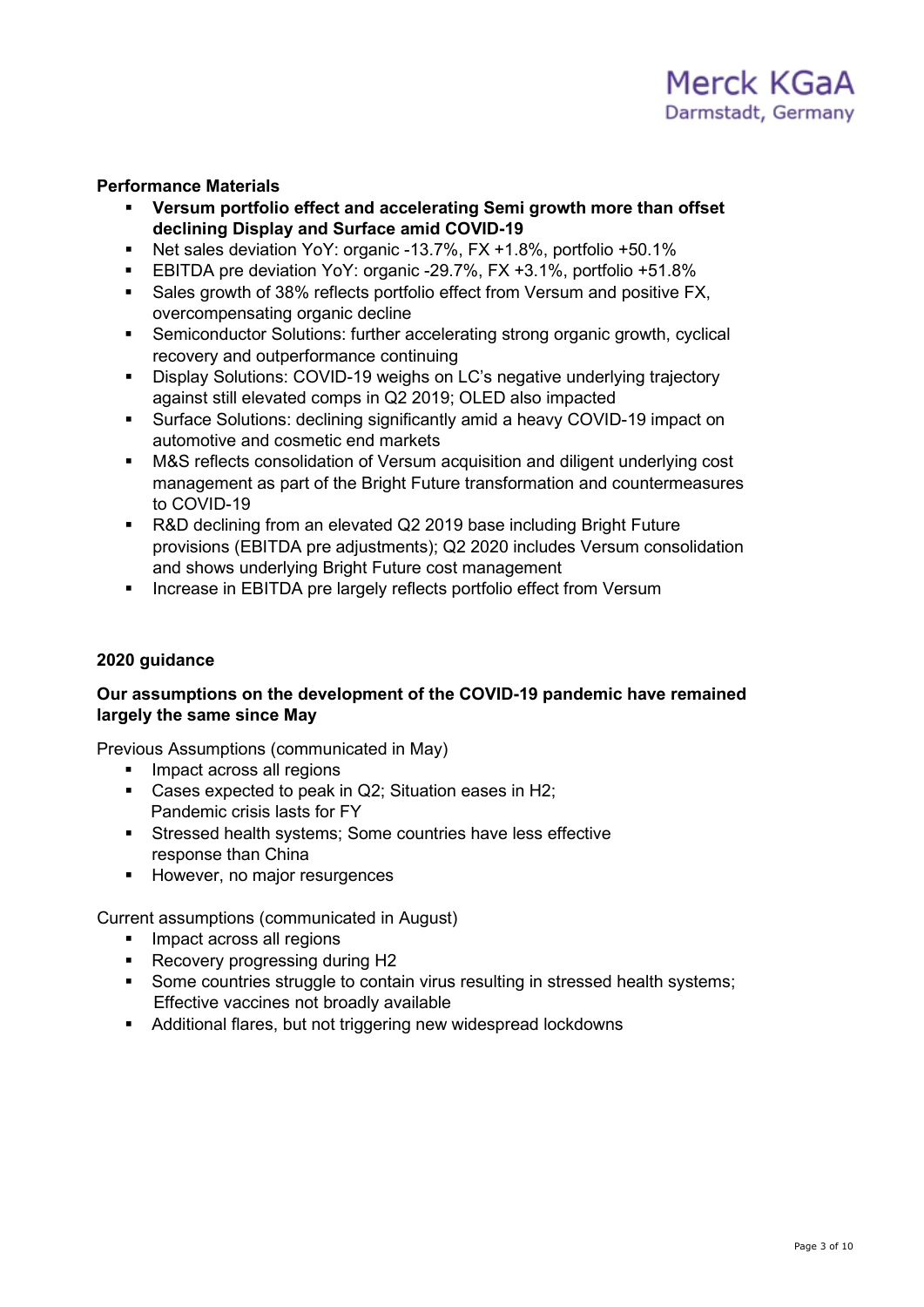**Performance Materials**

- **Versum portfolio effect and accelerating Semi growth more than offset declining Display and Surface amid COVID-19**
- Net sales deviation YoY: organic -13.7%, FX +1.8%, portfolio +50.1%
- EBITDA pre deviation YoY: organic -29.7%, FX +3.1%, portfolio +51.8%
- Sales growth of 38% reflects portfolio effect from Versum and positive FX, overcompensating organic decline
- Semiconductor Solutions: further accelerating strong organic growth, cyclical recovery and outperformance continuing
- Display Solutions: COVID-19 weighs on LC's negative underlying trajectory against still elevated comps in Q2 2019; OLED also impacted
- Surface Solutions: declining significantly amid a heavy COVID-19 impact on automotive and cosmetic end markets
- M&S reflects consolidation of Versum acquisition and diligent underlying cost management as part of the Bright Future transformation and countermeasures to COVID-19
- R&D declining from an elevated Q2 2019 base including Bright Future provisions (EBITDA pre adjustments); Q2 2020 includes Versum consolidation and shows underlying Bright Future cost management
- Increase in EBITDA pre largely reflects portfolio effect from Versum

**2020 guidance**

**Our assumptions on the development of the COVID-19 pandemic have remained largely the same since May**

Previous Assumptions (communicated in May)

- Impact across all regions
- Cases expected to peak in Q2; Situation eases in H2; Pandemic crisis lasts for FY
- Stressed health systems; Some countries have less effective response than China
- However, no major resurgences

Current assumptions (communicated in August)

- Impact across all regions
- Recovery progressing during H2
- Some countries struggle to contain virus resulting in stressed health systems; Effective vaccines not broadly available
- Additional flares, but not triggering new widespread lockdowns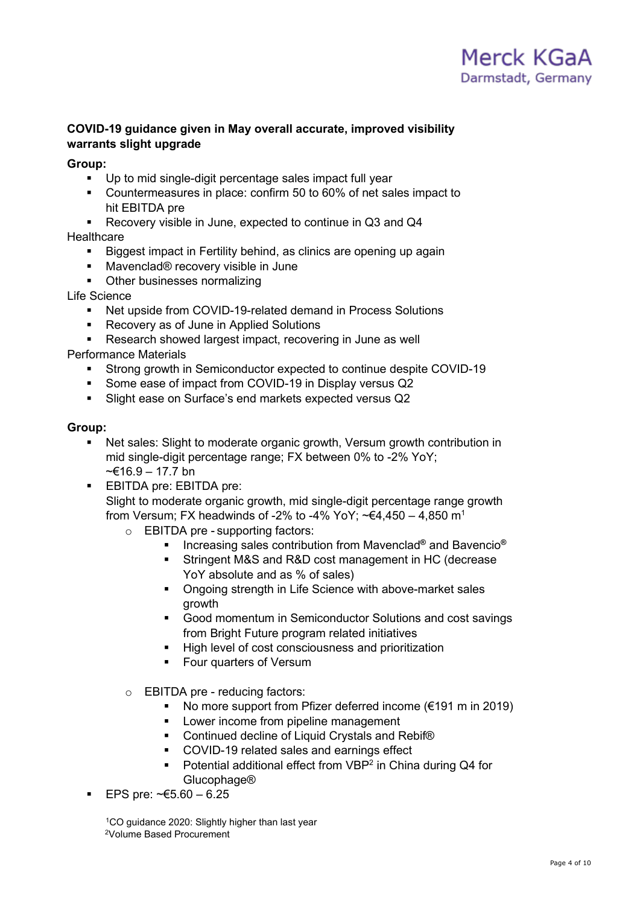**COVID-19 guidance given in May overall accurate, improved visibility warrants slight upgrade**

**Group:**

- Up to mid single-digit percentage sales impact full year
- Countermeasures in place: confirm 50 to 60% of net sales impact to hit EBITDA pre
- Recovery visible in June, expected to continue in Q3 and Q4

Healthcare

- Biggest impact in Fertility behind, as clinics are opening up again
- Mavenclad® recovery visible in June
- Other businesses normalizing

Life Science

- Net upside from COVID-19-related demand in Process Solutions
- Recovery as of June in Applied Solutions
- Research showed largest impact, recovering in June as well

Performance Materials

- Strong growth in Semiconductor expected to continue despite COVID-19
- Some ease of impact from COVID-19 in Display versus Q2
- Slight ease on Surface's end markets expected versus Q2

**Group:**

- Net sales: Slight to moderate organic growth, Versum growth contribution in mid single-digit percentage range; FX between 0% to -2% YoY; ~€16.9 – 17.7 bn
- EBITDA pre: EBITDA pre:
  Slight to moderate organic growth, mid single-digit percentage range growth from Versum; FX headwinds of -2% to -4% YoY; ~€4,450 – 4,850 m[1]
  - EBITDA pre - supporting factors:
    - Increasing sales contribution from Mavenclad® and Bavencio®
    - Stringent M&S and R&D cost management in HC (decrease YoY absolute and as % of sales)
    - Ongoing strength in Life Science with above-market sales growth
    - Good momentum in Semiconductor Solutions and cost savings from Bright Future program related initiatives
    - High level of cost consciousness and prioritization
    - Four quarters of Versum
  - EBITDA pre - reducing factors:
    - No more support from Pfizer deferred income (€191 m in 2019)
    - Lower income from pipeline management
    - Continued decline of Liquid Crystals and Rebif®
    - COVID-19 related sales and earnings effect
    - Potential additional effect from VBP[2] in China during Q4 for Glucophage®
- EPS pre: ~€5.60 – 6.25

[1]CO guidance 2020: Slightly higher than last year
[2]Volume Based Procurement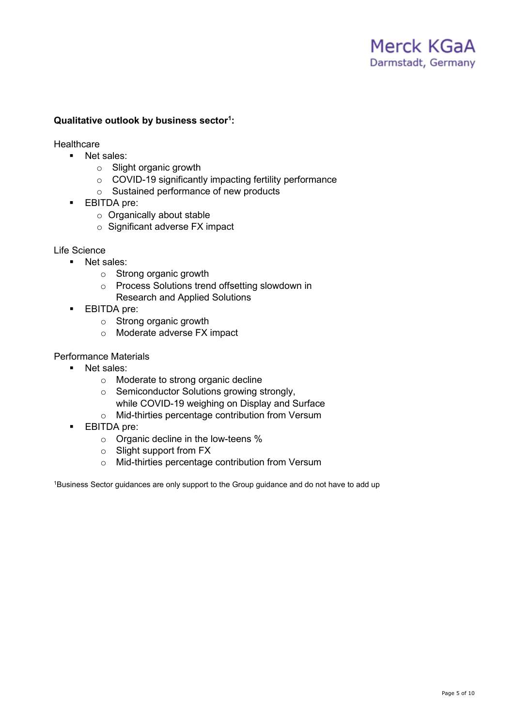**Qualitative outlook by business sector[1]:**

Healthcare

- Net sales:
  - Slight organic growth
  - COVID-19 significantly impacting fertility performance
  - Sustained performance of new products
- EBITDA pre:
  - Organically about stable
  - Significant adverse FX impact

Life Science

- Net sales:
  - Strong organic growth
  - Process Solutions trend offsetting slowdown in Research and Applied Solutions
- EBITDA pre:
  - Strong organic growth
  - Moderate adverse FX impact

Performance Materials

- Net sales:
  - Moderate to strong organic decline
  - Semiconductor Solutions growing strongly, while COVID-19 weighing on Display and Surface
  - Mid-thirties percentage contribution from Versum
- EBITDA pre:
  - Organic decline in the low-teens %
  - Slight support from FX
  - Mid-thirties percentage contribution from Versum

[1]Business Sector guidances are only support to the Group guidance and do not have to add up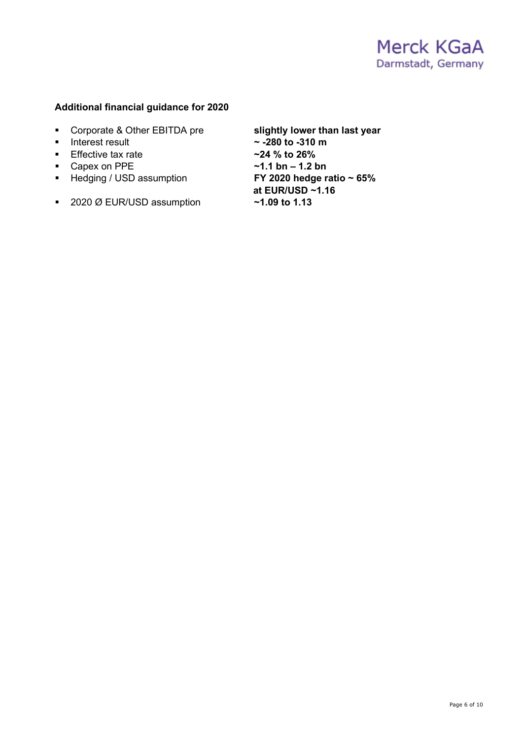**Additional financial guidance for 2020**

| | |
|---|---|
| Corporate & Other EBITDA pre | **slightly lower than last year** |
| Interest result | **~ -280 to -310 m** |
| Effective tax rate | **~24 % to 26%** |
| Capex on PPE | **~1.1 bn – 1.2 bn** |
| Hedging / USD assumption | **FY 2020 hedge ratio ~ 65% at EUR/USD ~1.16** |
| 2020 Ø EUR/USD assumption | **~1.09 to 1.13** |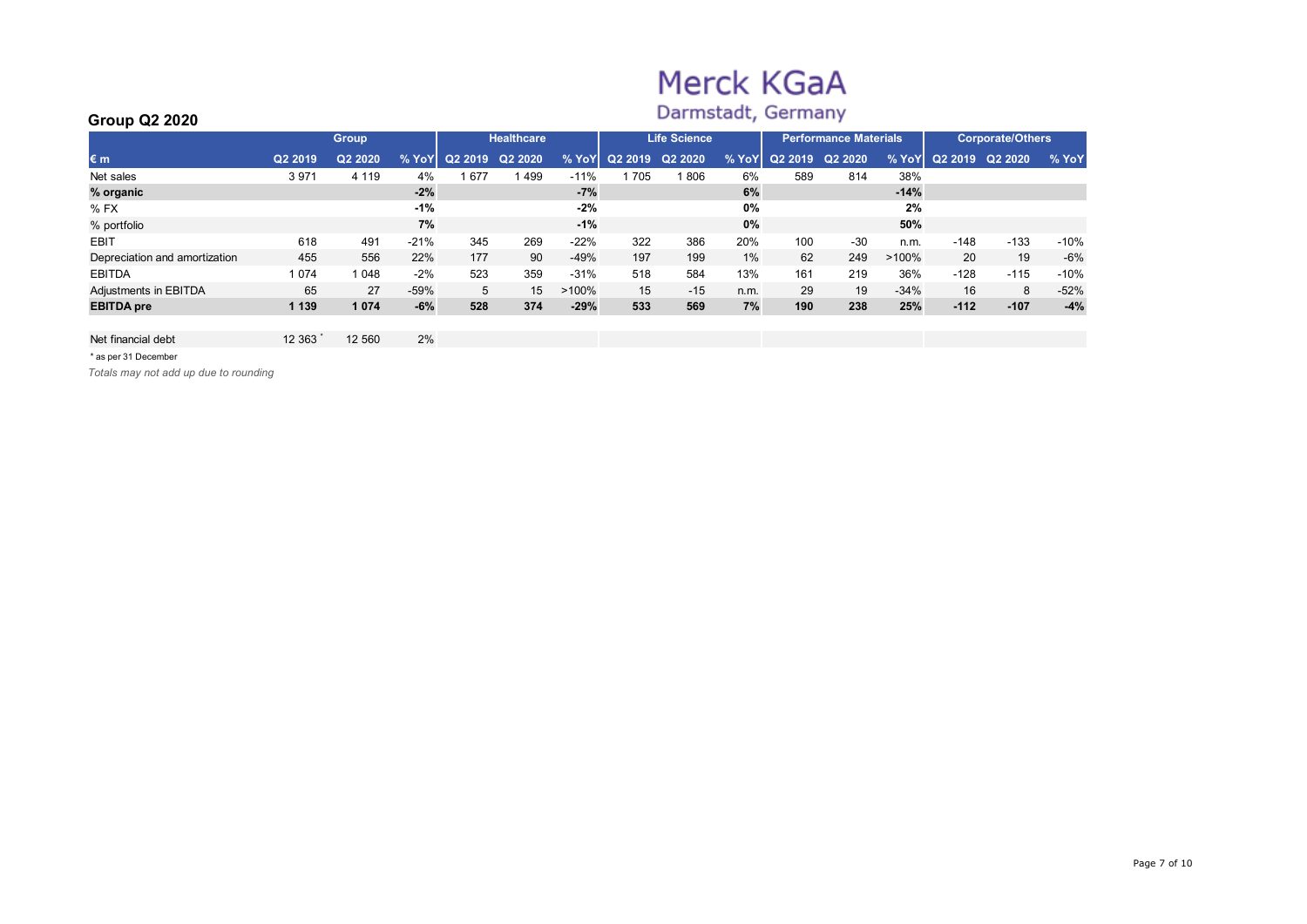Merck KGaA
Darmstadt, Germany

## Group Q2 2020

| | Group | | | Healthcare | | | Life Science | | | Performance Materials | | | Corporate/Others | | |
|---|---|---|---|---|---|---|---|---|---|---|---|---|---|---|---|
| **€ m** | **Q2 2019** | **Q2 2020** | **% YoY** | **Q2 2019** | **Q2 2020** | **% YoY** | **Q2 2019** | **Q2 2020** | **% YoY** | **Q2 2019** | **Q2 2020** | **% YoY** | **Q2 2019** | **Q2 2020** | **% YoY** |
| Net sales | 3 971 | 4 119 | 4% | 1 677 | 1 499 | -11% | 1 705 | 1 806 | 6% | 589 | 814 | 38% | | | |
| **% organic** | | | **-2%** | | | **-7%** | | | **6%** | | | **-14%** | | | |
| % FX | | | **-1%** | | | **-2%** | | | **0%** | | | **2%** | | | |
| % portfolio | | | **7%** | | | **-1%** | | | **0%** | | | **50%** | | | |
| EBIT | 618 | 491 | -21% | 345 | 269 | -22% | 322 | 386 | 20% | 100 | -30 | n.m. | -148 | -133 | -10% |
| Depreciation and amortization | 455 | 556 | 22% | 177 | 90 | -49% | 197 | 199 | 1% | 62 | 249 | >100% | 20 | 19 | -6% |
| EBITDA | 1 074 | 1 048 | -2% | 523 | 359 | -31% | 518 | 584 | 13% | 161 | 219 | 36% | -128 | -115 | -10% |
| Adjustments in EBITDA | 65 | 27 | -59% | 5 | 15 | >100% | 15 | -15 | n.m. | 29 | 19 | -34% | 16 | 8 | -52% |
| **EBITDA pre** | **1 139** | **1 074** | **-6%** | **528** | **374** | **-29%** | **533** | **569** | **7%** | **190** | **238** | **25%** | **-112** | **-107** | **-4%** |
| | | | | | | | | | | | | | | | |
| Net financial debt | 12 363 * | 12 560 | 2% | | | | | | | | | | | | |

\* as per 31 December

*Totals may not add up due to rounding*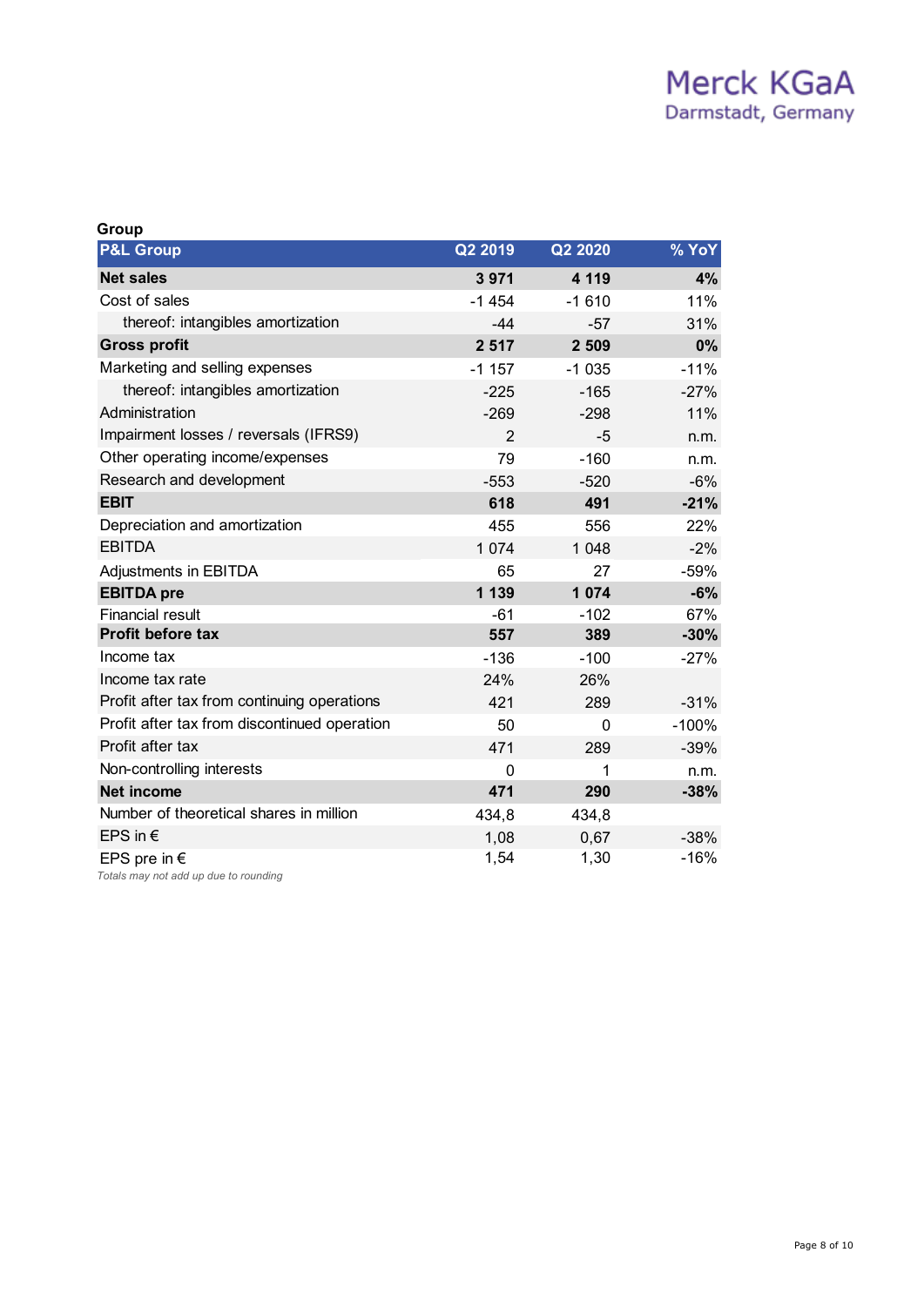# Merck KGaA
Darmstadt, Germany

**Group**

| **P&L Group** | **Q2 2019** | **Q2 2020** | **% YoY** |
|---|---|---|---|
| **Net sales** | **3 971** | **4 119** | **4%** |
| Cost of sales | -1 454 | -1 610 | 11% |
| thereof: intangibles amortization | -44 | -57 | 31% |
| **Gross profit** | **2 517** | **2 509** | **0%** |
| Marketing and selling expenses | -1 157 | -1 035 | -11% |
| thereof: intangibles amortization | -225 | -165 | -27% |
| Administration | -269 | -298 | 11% |
| Impairment losses / reversals (IFRS9) | 2 | -5 | n.m. |
| Other operating income/expenses | 79 | -160 | n.m. |
| Research and development | -553 | -520 | -6% |
| **EBIT** | **618** | **491** | **-21%** |
| Depreciation and amortization | 455 | 556 | 22% |
| EBITDA | 1 074 | 1 048 | -2% |
| Adjustments in EBITDA | 65 | 27 | -59% |
| **EBITDA pre** | **1 139** | **1 074** | **-6%** |
| Financial result | -61 | -102 | 67% |
| **Profit before tax** | **557** | **389** | **-30%** |
| Income tax | -136 | -100 | -27% |
| Income tax rate | 24% | 26% | |
| Profit after tax from continuing operations | 421 | 289 | -31% |
| Profit after tax from discontinued operation | 50 | 0 | -100% |
| Profit after tax | 471 | 289 | -39% |
| Non-controlling interests | 0 | 1 | n.m. |
| **Net income** | **471** | **290** | **-38%** |
| Number of theoretical shares in million | 434,8 | 434,8 | |
| EPS in € | 1,08 | 0,67 | -38% |
| EPS pre in € | 1,54 | 1,30 | -16% |

*Totals may not add up due to rounding*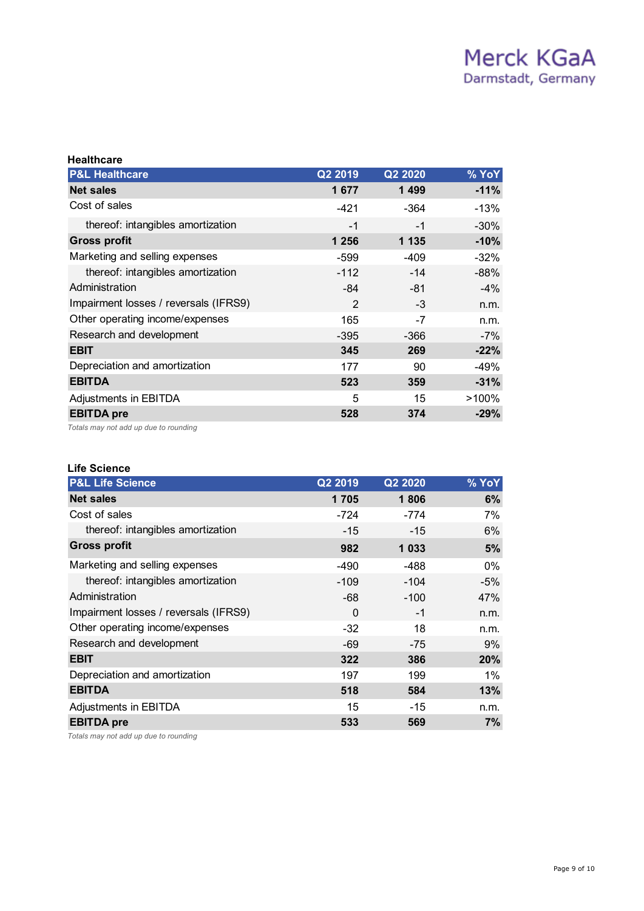## Healthcare

| P&L Healthcare | Q2 2019 | Q2 2020 | % YoY |
|---|---|---|---|
| **Net sales** | **1 677** | **1 499** | **-11%** |
| Cost of sales | -421 | -364 | -13% |
| thereof: intangibles amortization | -1 | -1 | -30% |
| **Gross profit** | **1 256** | **1 135** | **-10%** |
| Marketing and selling expenses | -599 | -409 | -32% |
| thereof: intangibles amortization | -112 | -14 | -88% |
| Administration | -84 | -81 | -4% |
| Impairment losses / reversals (IFRS9) | 2 | -3 | n.m. |
| Other operating income/expenses | 165 | -7 | n.m. |
| Research and development | -395 | -366 | -7% |
| **EBIT** | **345** | **269** | **-22%** |
| Depreciation and amortization | 177 | 90 | -49% |
| **EBITDA** | **523** | **359** | **-31%** |
| Adjustments in EBITDA | 5 | 15 | >100% |
| **EBITDA pre** | **528** | **374** | **-29%** |

*Totals may not add up due to rounding*

## Life Science

| P&L Life Science | Q2 2019 | Q2 2020 | % YoY |
|---|---|---|---|
| **Net sales** | **1 705** | **1 806** | **6%** |
| Cost of sales | -724 | -774 | 7% |
| thereof: intangibles amortization | -15 | -15 | 6% |
| **Gross profit** | **982** | **1 033** | **5%** |
| Marketing and selling expenses | -490 | -488 | 0% |
| thereof: intangibles amortization | -109 | -104 | -5% |
| Administration | -68 | -100 | 47% |
| Impairment losses / reversals (IFRS9) | 0 | -1 | n.m. |
| Other operating income/expenses | -32 | 18 | n.m. |
| Research and development | -69 | -75 | 9% |
| **EBIT** | **322** | **386** | **20%** |
| Depreciation and amortization | 197 | 199 | 1% |
| **EBITDA** | **518** | **584** | **13%** |
| Adjustments in EBITDA | 15 | -15 | n.m. |
| **EBITDA pre** | **533** | **569** | **7%** |

*Totals may not add up due to rounding*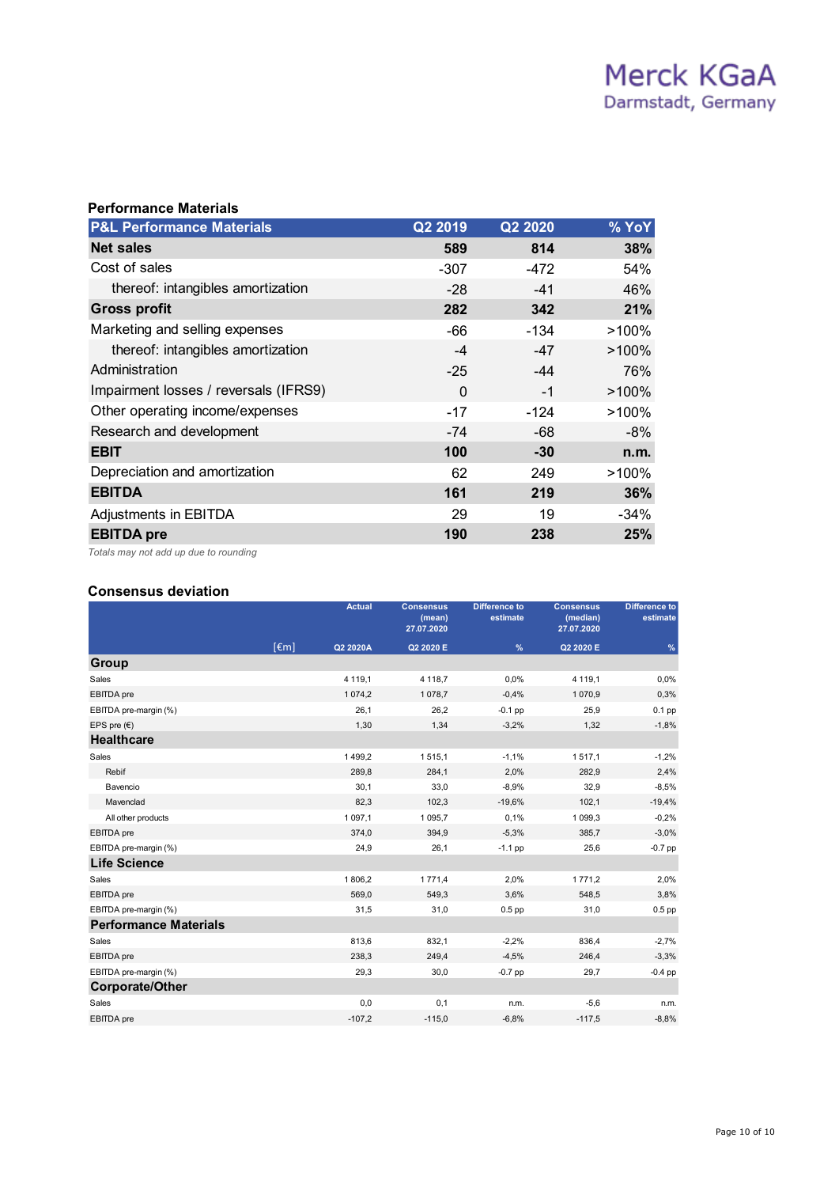Merck KGaA
Darmstadt, Germany

### Performance Materials

| P&L Performance Materials | Q2 2019 | Q2 2020 | % YoY |
|---|---|---|---|
| **Net sales** | **589** | **814** | **38%** |
| Cost of sales | -307 | -472 | 54% |
| thereof: intangibles amortization | -28 | -41 | 46% |
| **Gross profit** | **282** | **342** | **21%** |
| Marketing and selling expenses | -66 | -134 | >100% |
| thereof: intangibles amortization | -4 | -47 | >100% |
| Administration | -25 | -44 | 76% |
| Impairment losses / reversals (IFRS9) | 0 | -1 | >100% |
| Other operating income/expenses | -17 | -124 | >100% |
| Research and development | -74 | -68 | -8% |
| **EBIT** | **100** | **-30** | **n.m.** |
| Depreciation and amortization | 62 | 249 | >100% |
| **EBITDA** | **161** | **219** | **36%** |
| Adjustments in EBITDA | 29 | 19 | -34% |
| **EBITDA pre** | **190** | **238** | **25%** |

*Totals may not add up due to rounding*

### Consensus deviation

| [€m] | Actual Q2 2020A | Consensus (mean) 27.07.2020 Q2 2020 E | Difference to estimate % | Consensus (median) 27.07.2020 Q2 2020 E | Difference to estimate % |
|---|---|---|---|---|---|
| **Group** | | | | | |
| Sales | 4 119,1 | 4 118,7 | 0,0% | 4 119,1 | 0,0% |
| EBITDA pre | 1 074,2 | 1 078,7 | -0,4% | 1 070,9 | 0,3% |
| EBITDA pre-margin (%) | 26,1 | 26,2 | -0.1 pp | 25,9 | 0.1 pp |
| EPS pre (€) | 1,30 | 1,34 | -3,2% | 1,32 | -1,8% |
| **Healthcare** | | | | | |
| Sales | 1 499,2 | 1 515,1 | -1,1% | 1 517,1 | -1,2% |
| Rebif | 289,8 | 284,1 | 2,0% | 282,9 | 2,4% |
| Bavencio | 30,1 | 33,0 | -8,9% | 32,9 | -8,5% |
| Mavenclad | 82,3 | 102,3 | -19,6% | 102,1 | -19,4% |
| All other products | 1 097,1 | 1 095,7 | 0,1% | 1 099,3 | -0,2% |
| EBITDA pre | 374,0 | 394,9 | -5,3% | 385,7 | -3,0% |
| EBITDA pre-margin (%) | 24,9 | 26,1 | -1.1 pp | 25,6 | -0.7 pp |
| **Life Science** | | | | | |
| Sales | 1 806,2 | 1 771,4 | 2,0% | 1 771,2 | 2,0% |
| EBITDA pre | 569,0 | 549,3 | 3,6% | 548,5 | 3,8% |
| EBITDA pre-margin (%) | 31,5 | 31,0 | 0.5 pp | 31,0 | 0.5 pp |
| **Performance Materials** | | | | | |
| Sales | 813,6 | 832,1 | -2,2% | 836,4 | -2,7% |
| EBITDA pre | 238,3 | 249,4 | -4,5% | 246,4 | -3,3% |
| EBITDA pre-margin (%) | 29,3 | 30,0 | -0.7 pp | 29,7 | -0.4 pp |
| **Corporate/Other** | | | | | |
| Sales | 0,0 | 0,1 | n.m. | -5,6 | n.m. |
| EBITDA pre | -107,2 | -115,0 | -6,8% | -117,5 | -8,8% |